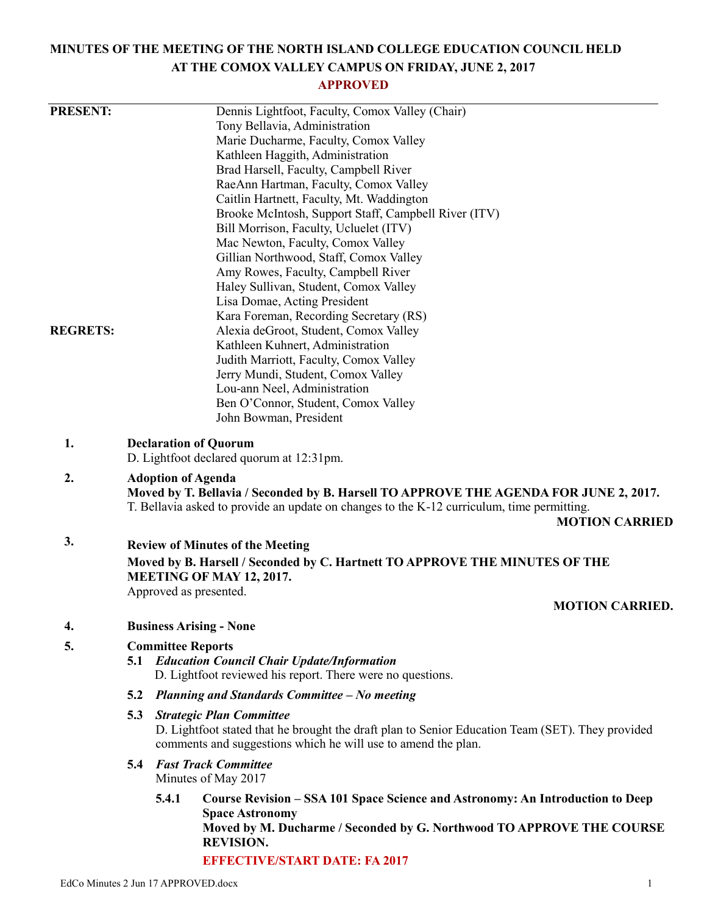# MINUTES OF THE MEETING OF THE NORTH ISLAND COLLEGE EDUCATION COUNCIL HELD AT THE COMOX VALLEY CAMPUS ON FRIDAY, JUNE 2, 2017

**APPROVED**

---

**PRESENT:**

Dennis Lightfoot, Faculty, Comox Valley (Chair)
Tony Bellavia, Administration
Marie Ducharme, Faculty, Comox Valley
Kathleen Haggith, Administration
Brad Harsell, Faculty, Campbell River
RaeAnn Hartman, Faculty, Comox Valley
Caitlin Hartnett, Faculty, Mt. Waddington
Brooke McIntosh, Support Staff, Campbell River (ITV)
Bill Morrison, Faculty, Ucluelet (ITV)
Mac Newton, Faculty, Comox Valley
Gillian Northwood, Staff, Comox Valley
Amy Rowes, Faculty, Campbell River
Haley Sullivan, Student, Comox Valley
Lisa Domae, Acting President
Kara Foreman, Recording Secretary (RS)

**REGRETS:**

Alexia deGroot, Student, Comox Valley
Kathleen Kuhnert, Administration
Judith Marriott, Faculty, Comox Valley
Jerry Mundi, Student, Comox Valley
Lou-ann Neel, Administration
Ben O'Connor, Student, Comox Valley
John Bowman, President

**1. Declaration of Quorum**

D. Lightfoot declared quorum at 12:31pm.

**2. Adoption of Agenda**

**Moved by T. Bellavia / Seconded by B. Harsell TO APPROVE THE AGENDA FOR JUNE 2, 2017.**

T. Bellavia asked to provide an update on changes to the K-12 curriculum, time permitting.

**MOTION CARRIED**

**3. Review of Minutes of the Meeting**

**Moved by B. Harsell / Seconded by C. Hartnett TO APPROVE THE MINUTES OF THE MEETING OF MAY 12, 2017.**

Approved as presented.

**MOTION CARRIED.**

**4. Business Arising - None**

**5. Committee Reports**

**5.1 *Education Council Chair Update/Information***

D. Lightfoot reviewed his report. There were no questions.

**5.2 *Planning and Standards Committee – No meeting***

**5.3 *Strategic Plan Committee***

D. Lightfoot stated that he brought the draft plan to Senior Education Team (SET). They provided comments and suggestions which he will use to amend the plan.

**5.4 *Fast Track Committee***

Minutes of May 2017

**5.4.1 Course Revision – SSA 101 Space Science and Astronomy: An Introduction to Deep Space Astronomy**

**Moved by M. Ducharme / Seconded by G. Northwood TO APPROVE THE COURSE REVISION.**

**EFFECTIVE/START DATE: FA 2017**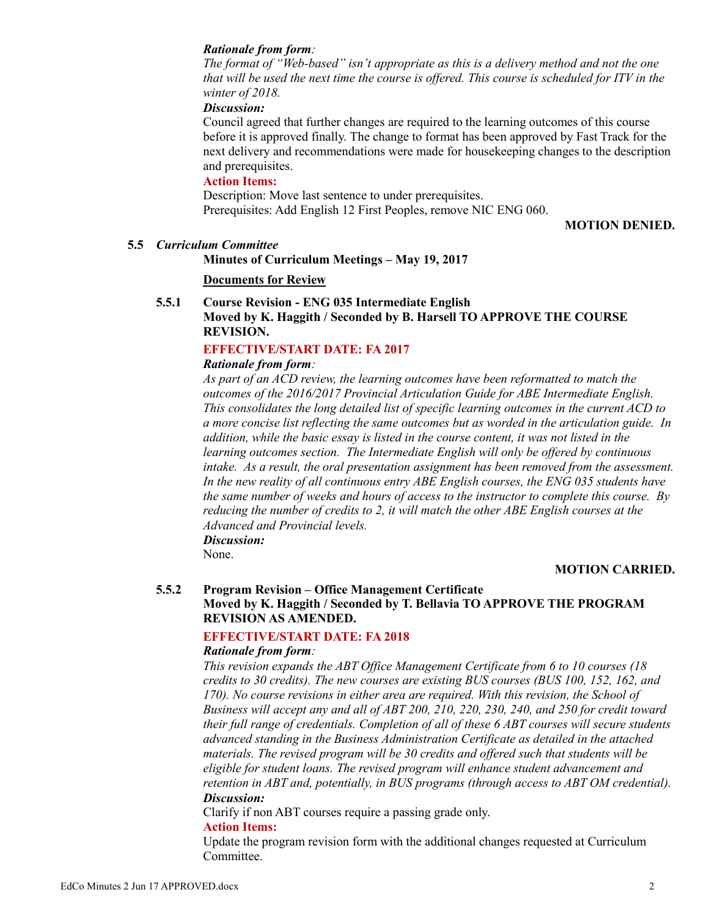***Rationale from form****:*

*The format of "Web-based" isn't appropriate as this is a delivery method and not the one that will be used the next time the course is offered. This course is scheduled for ITV in the winter of 2018.*

***Discussion:***

Council agreed that further changes are required to the learning outcomes of this course before it is approved finally. The change to format has been approved by Fast Track for the next delivery and recommendations were made for housekeeping changes to the description and prerequisites.

**Action Items:**

Description: Move last sentence to under prerequisites.
Prerequisites: Add English 12 First Peoples, remove NIC ENG 060.

**MOTION DENIED.**

### 5.5 *Curriculum Committee*

**Minutes of Curriculum Meetings – May 19, 2017**

**Documents for Review**

#### 5.5.1 Course Revision - ENG 035 Intermediate English

**Moved by K. Haggith / Seconded by B. Harsell TO APPROVE THE COURSE REVISION.**

**EFFECTIVE/START DATE: FA 2017**

***Rationale from form****:*

*As part of an ACD review, the learning outcomes have been reformatted to match the outcomes of the 2016/2017 Provincial Articulation Guide for ABE Intermediate English. This consolidates the long detailed list of specific learning outcomes in the current ACD to a more concise list reflecting the same outcomes but as worded in the articulation guide. In addition, while the basic essay is listed in the course content, it was not listed in the learning outcomes section. The Intermediate English will only be offered by continuous intake. As a result, the oral presentation assignment has been removed from the assessment. In the new reality of all continuous entry ABE English courses, the ENG 035 students have the same number of weeks and hours of access to the instructor to complete this course. By reducing the number of credits to 2, it will match the other ABE English courses at the Advanced and Provincial levels.*

***Discussion:***

None.

**MOTION CARRIED.**

#### 5.5.2 Program Revision – Office Management Certificate

**Moved by K. Haggith / Seconded by T. Bellavia TO APPROVE THE PROGRAM REVISION AS AMENDED.**

**EFFECTIVE/START DATE: FA 2018**

***Rationale from form****:*

*This revision expands the ABT Office Management Certificate from 6 to 10 courses (18 credits to 30 credits). The new courses are existing BUS courses (BUS 100, 152, 162, and 170). No course revisions in either area are required. With this revision, the School of Business will accept any and all of ABT 200, 210, 220, 230, 240, and 250 for credit toward their full range of credentials. Completion of all of these 6 ABT courses will secure students advanced standing in the Business Administration Certificate as detailed in the attached materials. The revised program will be 30 credits and offered such that students will be eligible for student loans. The revised program will enhance student advancement and retention in ABT and, potentially, in BUS programs (through access to ABT OM credential).*

***Discussion:***

Clarify if non ABT courses require a passing grade only.

**Action Items:**

Update the program revision form with the additional changes requested at Curriculum Committee.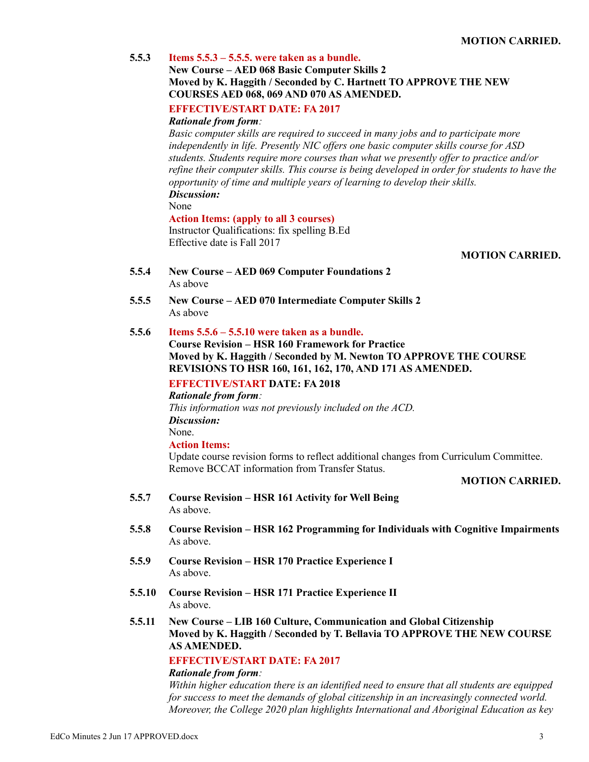**MOTION CARRIED.**

**5.5.3** **Items 5.5.3 – 5.5.5. were taken as a bundle.**
**New Course – AED 068 Basic Computer Skills 2**
**Moved by K. Haggith / Seconded by C. Hartnett TO APPROVE THE NEW COURSES AED 068, 069 AND 070 AS AMENDED.**

**EFFECTIVE/START DATE: FA 2017**

***Rationale from form**:*
*Basic computer skills are required to succeed in many jobs and to participate more independently in life. Presently NIC offers one basic computer skills course for ASD students. Students require more courses than what we presently offer to practice and/or refine their computer skills. This course is being developed in order for students to have the opportunity of time and multiple years of learning to develop their skills.*

***Discussion:***
None

**Action Items: (apply to all 3 courses)**
Instructor Qualifications: fix spelling B.Ed
Effective date is Fall 2017

**MOTION CARRIED.**

**5.5.4** **New Course – AED 069 Computer Foundations 2**
As above

**5.5.5** **New Course – AED 070 Intermediate Computer Skills 2**
As above

**5.5.6** **Items 5.5.6 – 5.5.10 were taken as a bundle.**
**Course Revision – HSR 160 Framework for Practice**
**Moved by K. Haggith / Seconded by M. Newton TO APPROVE THE COURSE REVISIONS TO HSR 160, 161, 162, 170, AND 171 AS AMENDED.**

**EFFECTIVE/START DATE: FA 2018**

***Rationale from form**:*
*This information was not previously included on the ACD.*

***Discussion:***
None.

**Action Items:**
Update course revision forms to reflect additional changes from Curriculum Committee.
Remove BCCAT information from Transfer Status.

**MOTION CARRIED.**

**5.5.7** **Course Revision – HSR 161 Activity for Well Being**
As above.

**5.5.8** **Course Revision – HSR 162 Programming for Individuals with Cognitive Impairments**
As above.

**5.5.9** **Course Revision – HSR 170 Practice Experience I**
As above.

**5.5.10** **Course Revision – HSR 171 Practice Experience II**
As above.

**5.5.11** **New Course – LIB 160 Culture, Communication and Global Citizenship**
**Moved by K. Haggith / Seconded by T. Bellavia TO APPROVE THE NEW COURSE AS AMENDED.**

**EFFECTIVE/START DATE: FA 2017**

***Rationale from form**:*
*Within higher education there is an identified need to ensure that all students are equipped for success to meet the demands of global citizenship in an increasingly connected world. Moreover, the College 2020 plan highlights International and Aboriginal Education as key*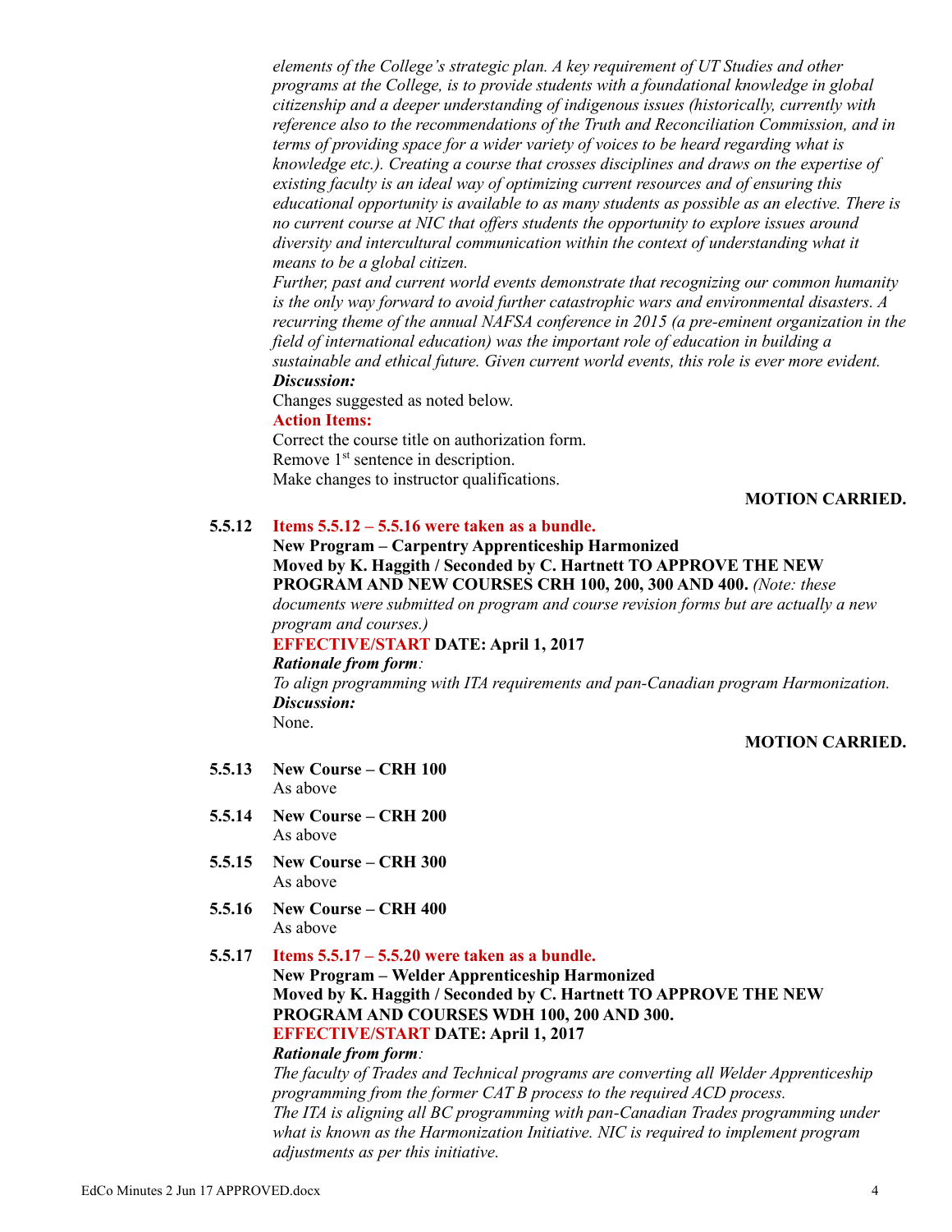*elements of the College's strategic plan. A key requirement of UT Studies and other programs at the College, is to provide students with a foundational knowledge in global citizenship and a deeper understanding of indigenous issues (historically, currently with reference also to the recommendations of the Truth and Reconciliation Commission, and in terms of providing space for a wider variety of voices to be heard regarding what is knowledge etc.). Creating a course that crosses disciplines and draws on the expertise of existing faculty is an ideal way of optimizing current resources and of ensuring this educational opportunity is available to as many students as possible as an elective. There is no current course at NIC that offers students the opportunity to explore issues around diversity and intercultural communication within the context of understanding what it means to be a global citizen.*

*Further, past and current world events demonstrate that recognizing our common humanity is the only way forward to avoid further catastrophic wars and environmental disasters. A recurring theme of the annual NAFSA conference in 2015 (a pre-eminent organization in the field of international education) was the important role of education in building a sustainable and ethical future. Given current world events, this role is ever more evident.*

***Discussion:***

Changes suggested as noted below.

**Action Items:**

Correct the course title on authorization form.
Remove 1st sentence in description.
Make changes to instructor qualifications.

**MOTION CARRIED.**

**5.5.12 Items 5.5.12 – 5.5.16 were taken as a bundle.**

**New Program – Carpentry Apprenticeship Harmonized**

**Moved by K. Haggith / Seconded by C. Hartnett TO APPROVE THE NEW PROGRAM AND NEW COURSES CRH 100, 200, 300 AND 400.** *(Note: these documents were submitted on program and course revision forms but are actually a new program and courses.)*

**EFFECTIVE/START DATE: April 1, 2017**

***Rationale from form:***

*To align programming with ITA requirements and pan-Canadian program Harmonization.*

***Discussion:***

None.

**MOTION CARRIED.**

**5.5.13 New Course – CRH 100**
As above

**5.5.14 New Course – CRH 200**
As above

**5.5.15 New Course – CRH 300**
As above

**5.5.16 New Course – CRH 400**
As above

**5.5.17 Items 5.5.17 – 5.5.20 were taken as a bundle.**

**New Program – Welder Apprenticeship Harmonized**

**Moved by K. Haggith / Seconded by C. Hartnett TO APPROVE THE NEW PROGRAM AND COURSES WDH 100, 200 AND 300.**

**EFFECTIVE/START DATE: April 1, 2017**

***Rationale from form:***

*The faculty of Trades and Technical programs are converting all Welder Apprenticeship programming from the former CAT B process to the required ACD process.*

*The ITA is aligning all BC programming with pan-Canadian Trades programming under what is known as the Harmonization Initiative. NIC is required to implement program adjustments as per this initiative.*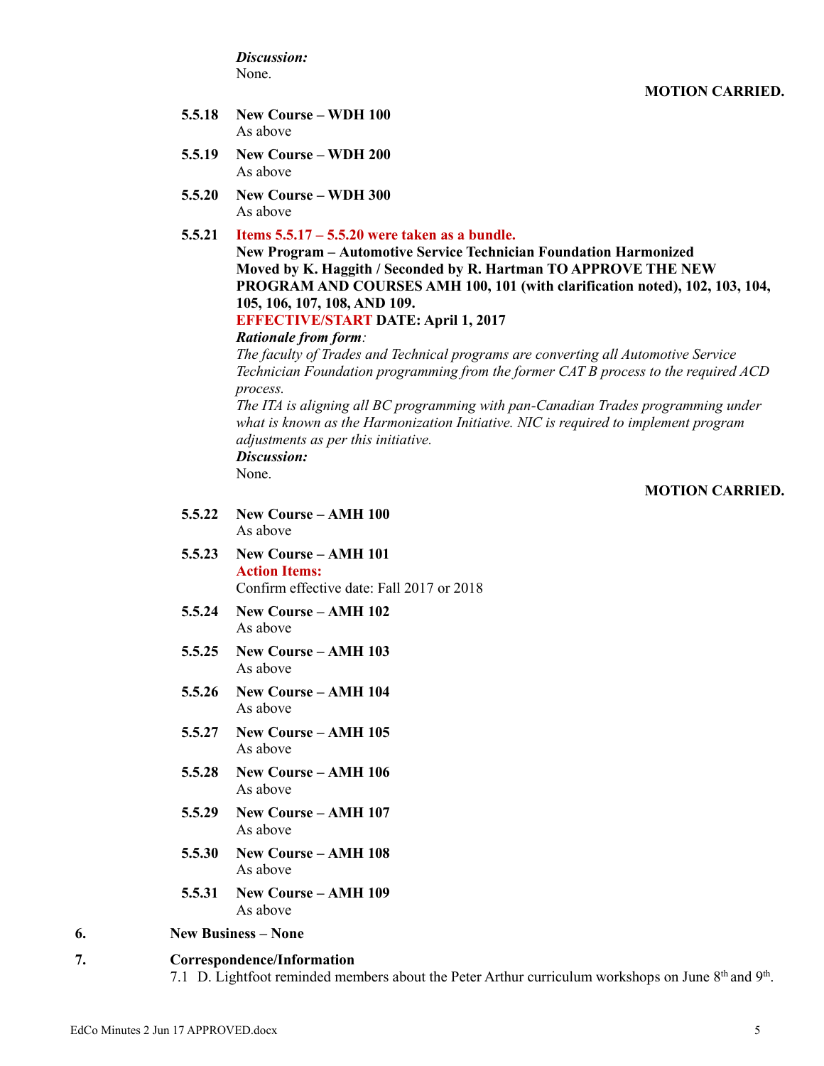*Discussion:*
None.

**MOTION CARRIED.**

**5.5.18 New Course – WDH 100**
As above

**5.5.19 New Course – WDH 200**
As above

**5.5.20 New Course – WDH 300**
As above

**5.5.21 Items 5.5.17 – 5.5.20 were taken as a bundle.**
**New Program – Automotive Service Technician Foundation Harmonized**
**Moved by K. Haggith / Seconded by R. Hartman TO APPROVE THE NEW PROGRAM AND COURSES AMH 100, 101 (with clarification noted), 102, 103, 104, 105, 106, 107, 108, AND 109.**
**EFFECTIVE/START DATE: April 1, 2017**
***Rationale from form*:**
*The faculty of Trades and Technical programs are converting all Automotive Service Technician Foundation programming from the former CAT B process to the required ACD process.*
*The ITA is aligning all BC programming with pan-Canadian Trades programming under what is known as the Harmonization Initiative. NIC is required to implement program adjustments as per this initiative.*
***Discussion:***
None.

**MOTION CARRIED.**

**5.5.22 New Course – AMH 100**
As above

**5.5.23 New Course – AMH 101**
**Action Items:**
Confirm effective date: Fall 2017 or 2018

**5.5.24 New Course – AMH 102**
As above

**5.5.25 New Course – AMH 103**
As above

**5.5.26 New Course – AMH 104**
As above

**5.5.27 New Course – AMH 105**
As above

**5.5.28 New Course – AMH 106**
As above

**5.5.29 New Course – AMH 107**
As above

**5.5.30 New Course – AMH 108**
As above

**5.5.31 New Course – AMH 109**
As above

## 6. New Business – None

## 7. Correspondence/Information

7.1 D. Lightfoot reminded members about the Peter Arthur curriculum workshops on June 8th and 9th.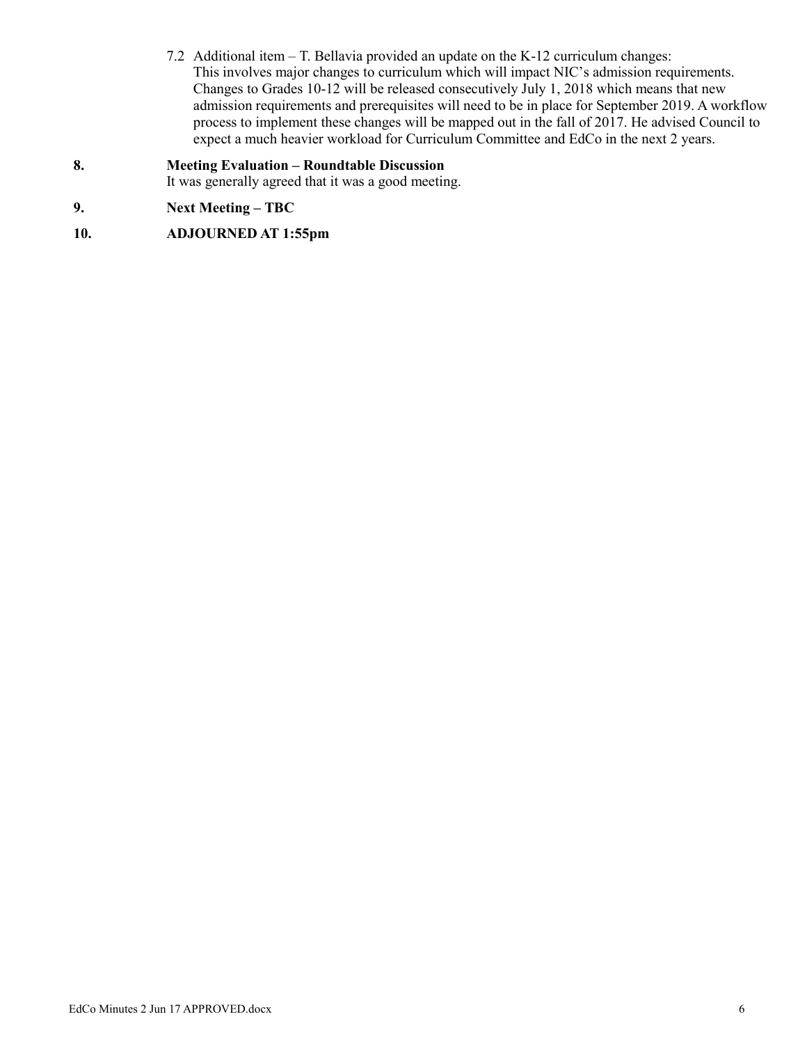7.2 Additional item – T. Bellavia provided an update on the K-12 curriculum changes:
This involves major changes to curriculum which will impact NIC's admission requirements. Changes to Grades 10-12 will be released consecutively July 1, 2018 which means that new admission requirements and prerequisites will need to be in place for September 2019. A workflow process to implement these changes will be mapped out in the fall of 2017. He advised Council to expect a much heavier workload for Curriculum Committee and EdCo in the next 2 years.

**8. Meeting Evaluation – Roundtable Discussion**

It was generally agreed that it was a good meeting.

**9. Next Meeting – TBC**

**10. ADJOURNED AT 1:55pm**